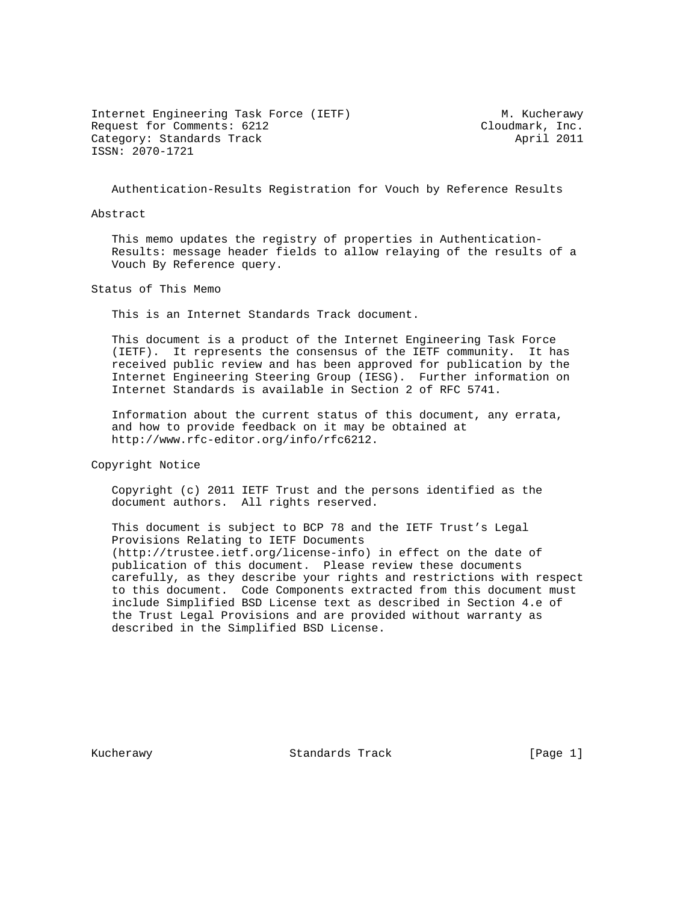Internet Engineering Task Force (IETF) M. Kucherawy
Request for Comments: 6212 Cloudmark, Inc.
Category: Standards Track April 2011
ISSN: 2070-1721

# Authentication-Results Registration for Vouch by Reference Results

## Abstract

This memo updates the registry of properties in Authentication-Results: message header fields to allow relaying of the results of a Vouch By Reference query.

## Status of This Memo

This is an Internet Standards Track document.

This document is a product of the Internet Engineering Task Force (IETF). It represents the consensus of the IETF community. It has received public review and has been approved for publication by the Internet Engineering Steering Group (IESG). Further information on Internet Standards is available in Section 2 of RFC 5741.

Information about the current status of this document, any errata, and how to provide feedback on it may be obtained at http://www.rfc-editor.org/info/rfc6212.

## Copyright Notice

Copyright (c) 2011 IETF Trust and the persons identified as the document authors. All rights reserved.

This document is subject to BCP 78 and the IETF Trust's Legal Provisions Relating to IETF Documents (http://trustee.ietf.org/license-info) in effect on the date of publication of this document. Please review these documents carefully, as they describe your rights and restrictions with respect to this document. Code Components extracted from this document must include Simplified BSD License text as described in Section 4.e of the Trust Legal Provisions and are provided without warranty as described in the Simplified BSD License.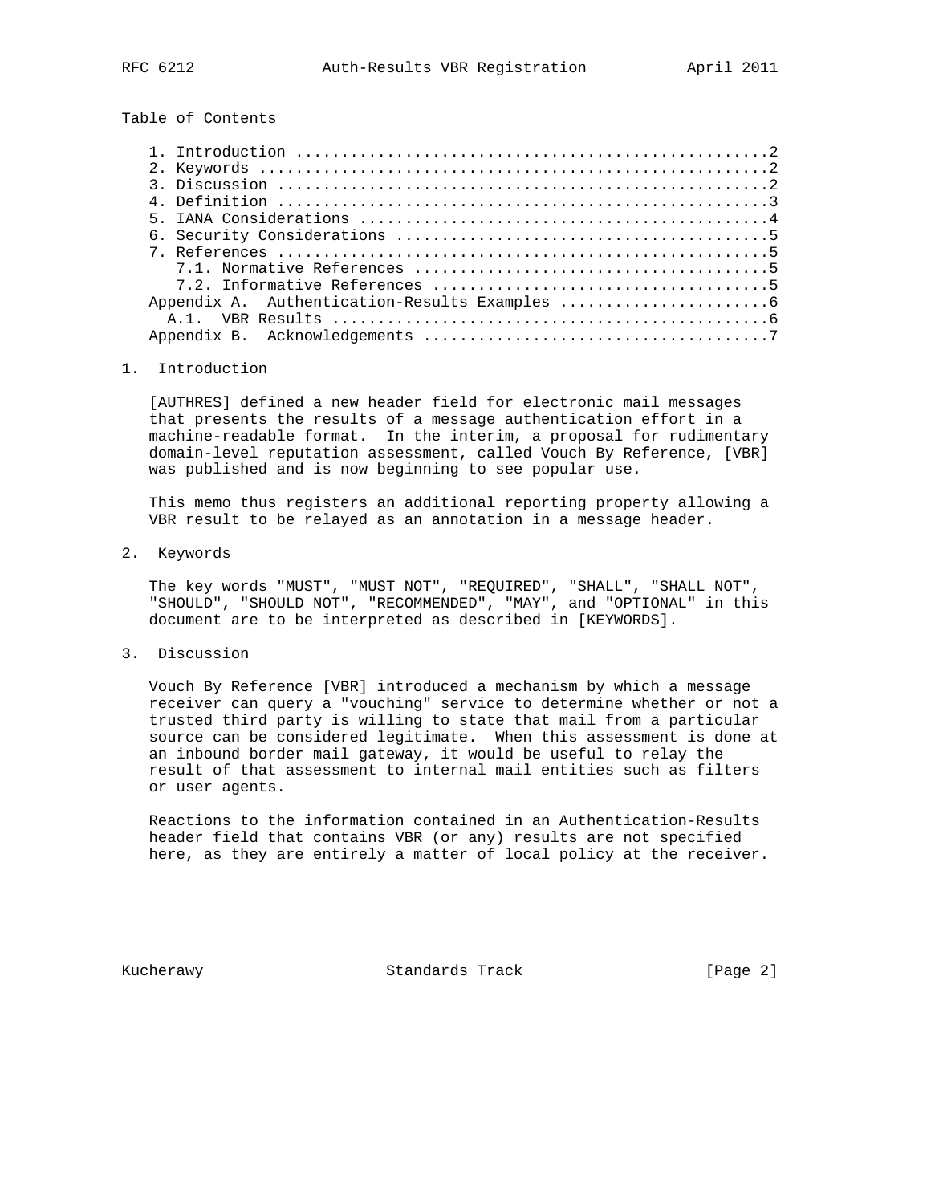Table of Contents

1. Introduction ....................................................2
2. Keywords ........................................................2
3. Discussion ......................................................2
4. Definition ......................................................3
5. IANA Considerations .............................................4
6. Security Considerations .........................................5
7. References ......................................................5
   7.1. Normative References .......................................5
   7.2. Informative References .....................................5
Appendix A. Authentication-Results Examples ........................6
   A.1. VBR Results ................................................6
Appendix B. Acknowledgements .......................................7

## 1. Introduction

[AUTHRES] defined a new header field for electronic mail messages that presents the results of a message authentication effort in a machine-readable format. In the interim, a proposal for rudimentary domain-level reputation assessment, called Vouch By Reference, [VBR] was published and is now beginning to see popular use.

This memo thus registers an additional reporting property allowing a VBR result to be relayed as an annotation in a message header.

## 2. Keywords

The key words "MUST", "MUST NOT", "REQUIRED", "SHALL", "SHALL NOT", "SHOULD", "SHOULD NOT", "RECOMMENDED", "MAY", and "OPTIONAL" in this document are to be interpreted as described in [KEYWORDS].

## 3. Discussion

Vouch By Reference [VBR] introduced a mechanism by which a message receiver can query a "vouching" service to determine whether or not a trusted third party is willing to state that mail from a particular source can be considered legitimate. When this assessment is done at an inbound border mail gateway, it would be useful to relay the result of that assessment to internal mail entities such as filters or user agents.

Reactions to the information contained in an Authentication-Results header field that contains VBR (or any) results are not specified here, as they are entirely a matter of local policy at the receiver.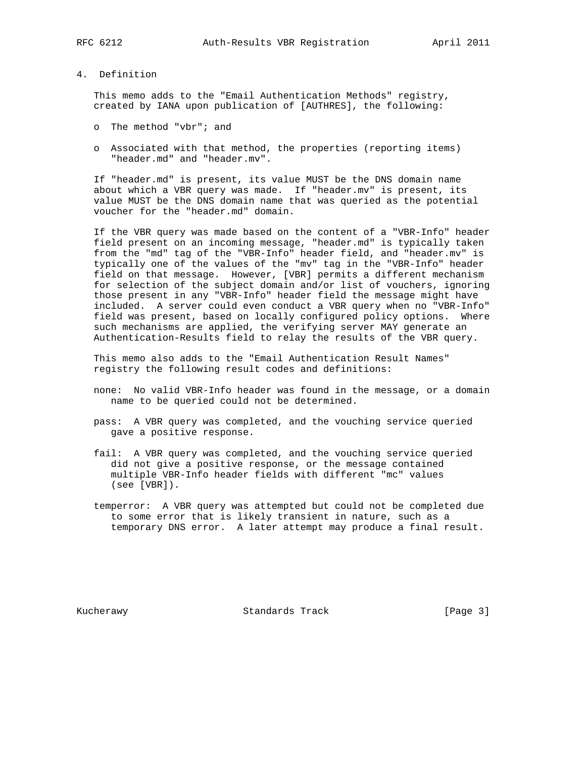## 4. Definition

This memo adds to the "Email Authentication Methods" registry, created by IANA upon publication of [AUTHRES], the following:

- The method "vbr"; and
- Associated with that method, the properties (reporting items) "header.md" and "header.mv".

If "header.md" is present, its value MUST be the DNS domain name about which a VBR query was made. If "header.mv" is present, its value MUST be the DNS domain name that was queried as the potential voucher for the "header.md" domain.

If the VBR query was made based on the content of a "VBR-Info" header field present on an incoming message, "header.md" is typically taken from the "md" tag of the "VBR-Info" header field, and "header.mv" is typically one of the values of the "mv" tag in the "VBR-Info" header field on that message. However, [VBR] permits a different mechanism for selection of the subject domain and/or list of vouchers, ignoring those present in any "VBR-Info" header field the message might have included. A server could even conduct a VBR query when no "VBR-Info" field was present, based on locally configured policy options. Where such mechanisms are applied, the verifying server MAY generate an Authentication-Results field to relay the results of the VBR query.

This memo also adds to the "Email Authentication Result Names" registry the following result codes and definitions:

none: No valid VBR-Info header was found in the message, or a domain name to be queried could not be determined.

pass: A VBR query was completed, and the vouching service queried gave a positive response.

fail: A VBR query was completed, and the vouching service queried did not give a positive response, or the message contained multiple VBR-Info header fields with different "mc" values (see [VBR]).

temperror: A VBR query was attempted but could not be completed due to some error that is likely transient in nature, such as a temporary DNS error. A later attempt may produce a final result.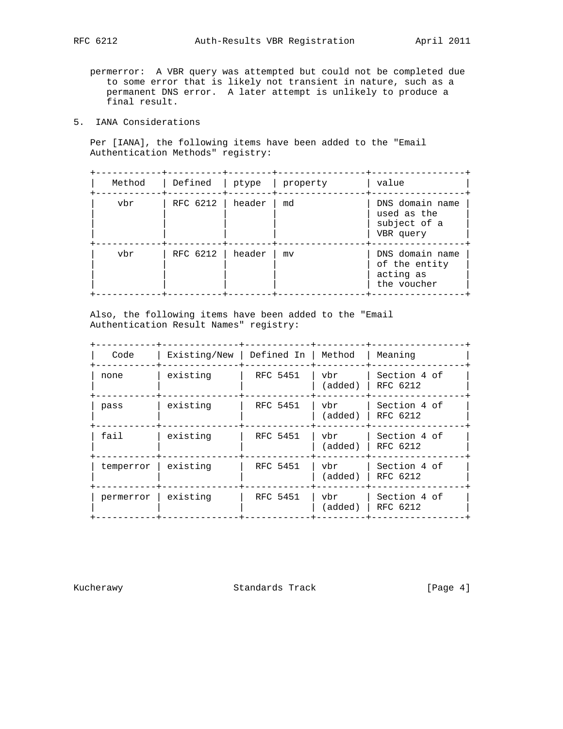permerror: A VBR query was attempted but could not be completed due to some error that is likely not transient in nature, such as a permanent DNS error. A later attempt is unlikely to produce a final result.

## 5. IANA Considerations

Per [IANA], the following items have been added to the "Email Authentication Methods" registry:

| Method | Defined | ptype | property | value |
|---|---|---|---|---|
| vbr | RFC 6212 | header | md | DNS domain name used as the subject of a VBR query |
| vbr | RFC 6212 | header | mv | DNS domain name of the entity acting as the voucher |

Also, the following items have been added to the "Email Authentication Result Names" registry:

| Code | Existing/New | Defined In | Method | Meaning |
|---|---|---|---|---|
| none | existing | RFC 5451 | vbr (added) | Section 4 of RFC 6212 |
| pass | existing | RFC 5451 | vbr (added) | Section 4 of RFC 6212 |
| fail | existing | RFC 5451 | vbr (added) | Section 4 of RFC 6212 |
| temperror | existing | RFC 5451 | vbr (added) | Section 4 of RFC 6212 |
| permerror | existing | RFC 5451 | vbr (added) | Section 4 of RFC 6212 |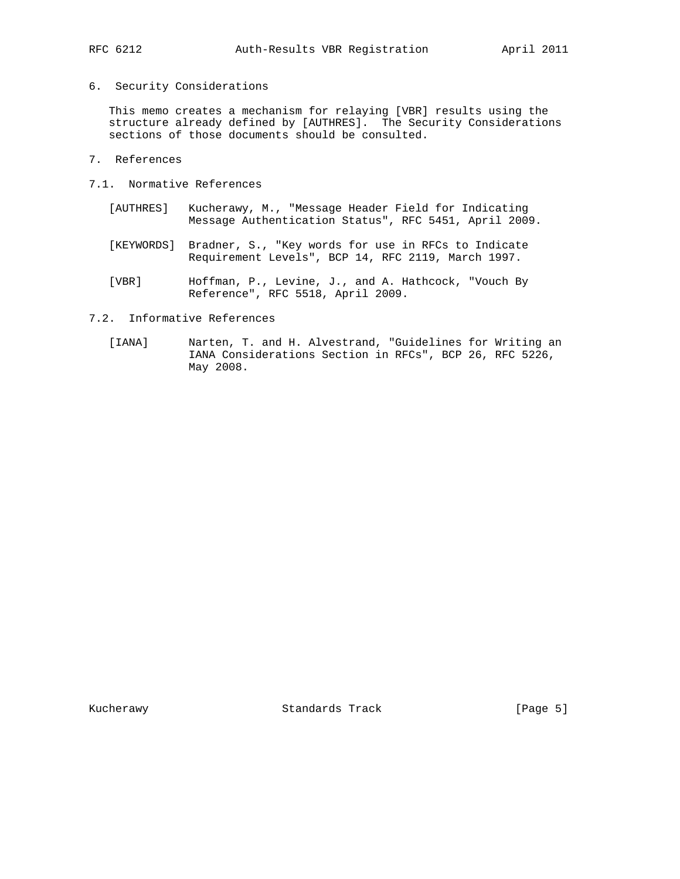## 6. Security Considerations

This memo creates a mechanism for relaying [VBR] results using the structure already defined by [AUTHRES]. The Security Considerations sections of those documents should be consulted.

## 7. References

### 7.1. Normative References

[AUTHRES] Kucherawy, M., "Message Header Field for Indicating Message Authentication Status", RFC 5451, April 2009.

[KEYWORDS] Bradner, S., "Key words for use in RFCs to Indicate Requirement Levels", BCP 14, RFC 2119, March 1997.

[VBR] Hoffman, P., Levine, J., and A. Hathcock, "Vouch By Reference", RFC 5518, April 2009.

### 7.2. Informative References

[IANA] Narten, T. and H. Alvestrand, "Guidelines for Writing an IANA Considerations Section in RFCs", BCP 26, RFC 5226, May 2008.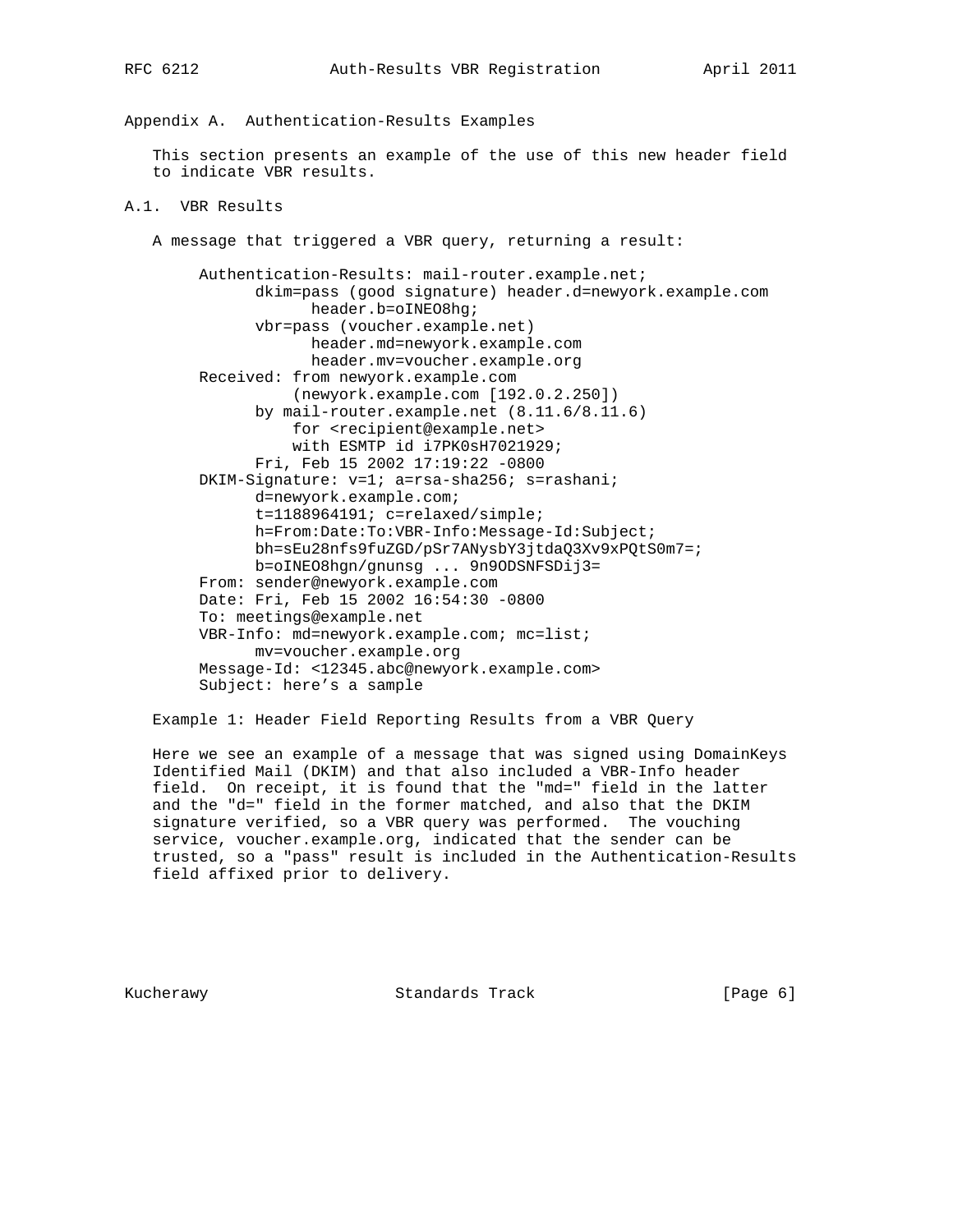# Appendix A. Authentication-Results Examples

This section presents an example of the use of this new header field to indicate VBR results.

## A.1. VBR Results

A message that triggered a VBR query, returning a result:

```
Authentication-Results: mail-router.example.net;
      dkim=pass (good signature) header.d=newyork.example.com
            header.b=oINEO8hg;
      vbr=pass (voucher.example.net)
            header.md=newyork.example.com
            header.mv=voucher.example.org
Received: from newyork.example.com
          (newyork.example.com [192.0.2.250])
      by mail-router.example.net (8.11.6/8.11.6)
          for <recipient@example.net>
          with ESMTP id i7PK0sH7021929;
      Fri, Feb 15 2002 17:19:22 -0800
DKIM-Signature: v=1; a=rsa-sha256; s=rashani;
      d=newyork.example.com;
      t=1188964191; c=relaxed/simple;
      h=From:Date:To:VBR-Info:Message-Id:Subject;
      bh=sEu28nfs9fuZGD/pSr7ANysbY3jtdaQ3Xv9xPQtS0m7=;
      b=oINEO8hgn/gnunsg ... 9n9ODSNFSDij3=
From: sender@newyork.example.com
Date: Fri, Feb 15 2002 16:54:30 -0800
To: meetings@example.net
VBR-Info: md=newyork.example.com; mc=list;
      mv=voucher.example.org
Message-Id: <12345.abc@newyork.example.com>
Subject: here’s a sample
```

Example 1: Header Field Reporting Results from a VBR Query

Here we see an example of a message that was signed using DomainKeys Identified Mail (DKIM) and that also included a VBR-Info header field. On receipt, it is found that the "md=" field in the latter and the "d=" field in the former matched, and also that the DKIM signature verified, so a VBR query was performed. The vouching service, voucher.example.org, indicated that the sender can be trusted, so a "pass" result is included in the Authentication-Results field affixed prior to delivery.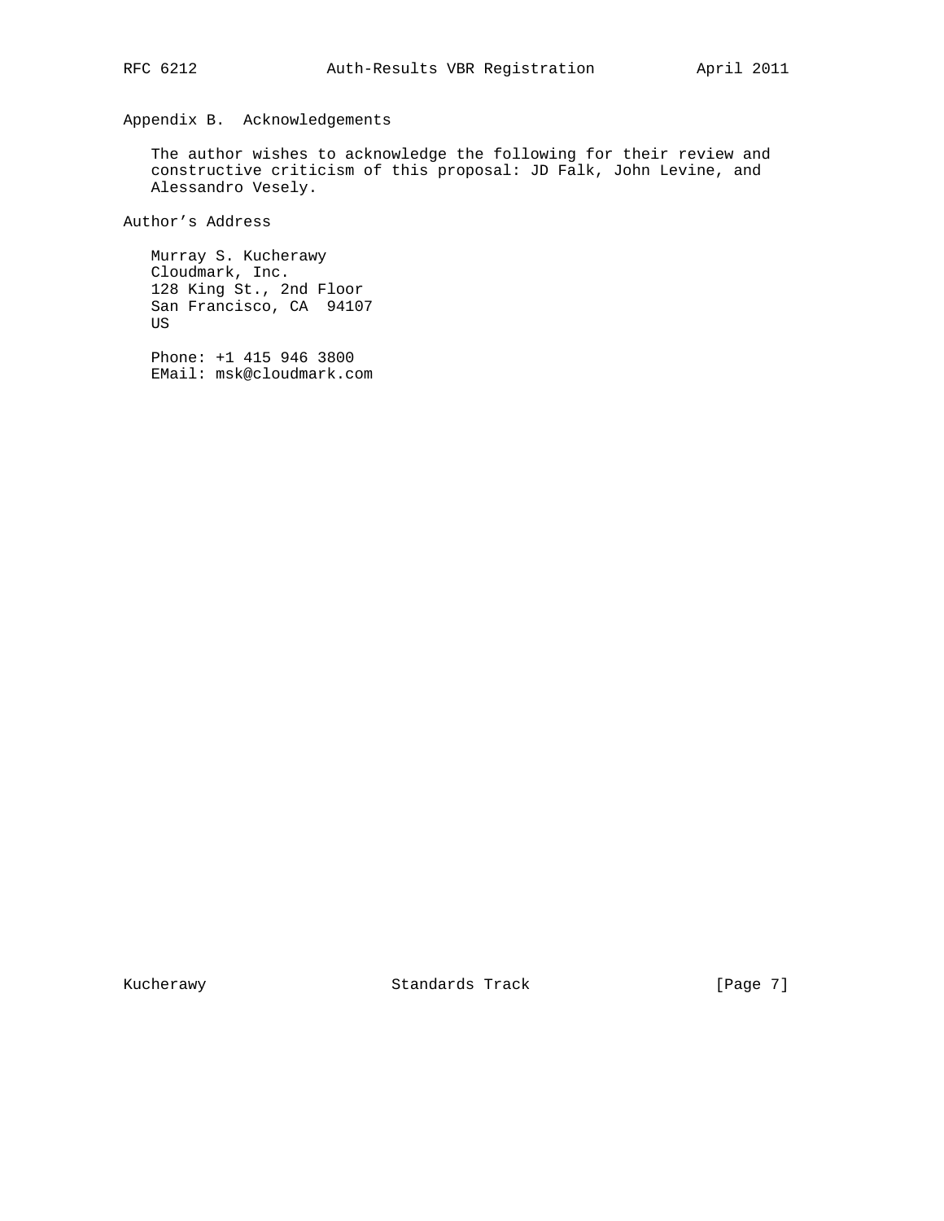## Appendix B. Acknowledgements

The author wishes to acknowledge the following for their review and constructive criticism of this proposal: JD Falk, John Levine, and Alessandro Vesely.

## Author's Address

Murray S. Kucherawy
Cloudmark, Inc.
128 King St., 2nd Floor
San Francisco, CA  94107
US

Phone: +1 415 946 3800
EMail: msk@cloudmark.com